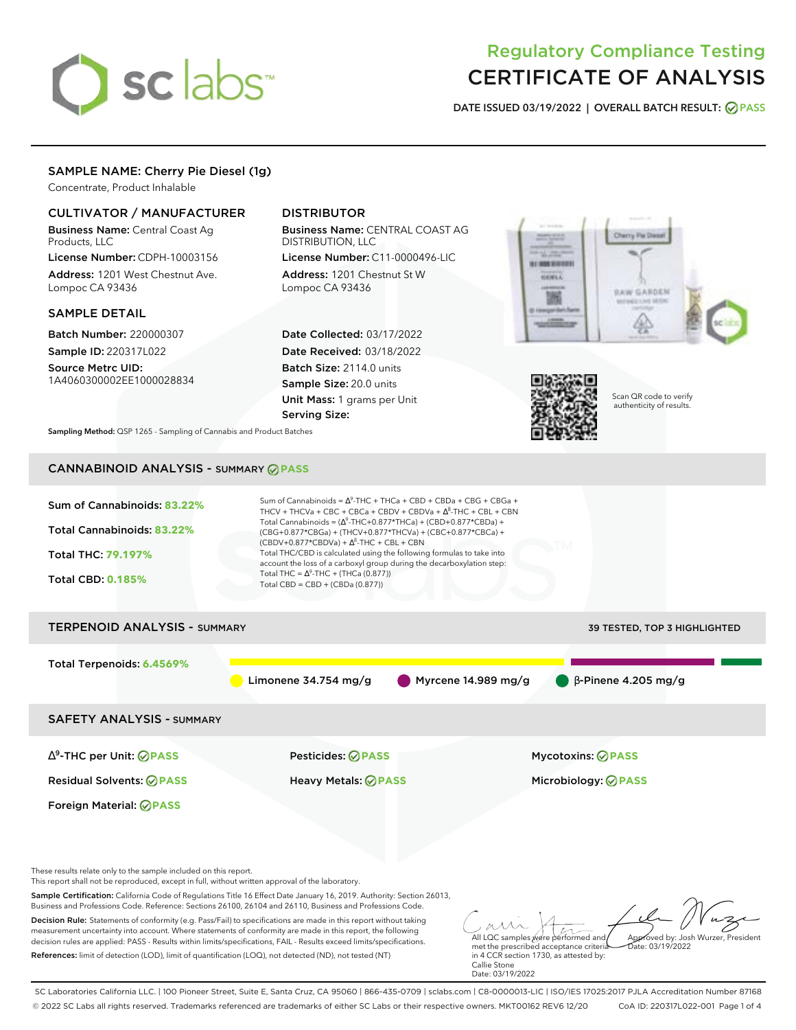# Regulatory Compliance Testing
# CERTIFICATE OF ANALYSIS

**DATE ISSUED 03/19/2022 | OVERALL BATCH RESULT: PASS**

## SAMPLE NAME: Cherry Pie Diesel (1g)

Concentrate, Product Inhalable

### CULTIVATOR / MANUFACTURER

**Business Name:** Central Coast Ag Products, LLC

**License Number:** CDPH-10003156

**Address:** 1201 West Chestnut Ave. Lompoc CA 93436

### DISTRIBUTOR

**Business Name:** CENTRAL COAST AG DISTRIBUTION, LLC

**License Number:** C11-0000496-LIC

**Address:** 1201 Chestnut St W Lompoc CA 93436

### SAMPLE DETAIL

**Batch Number:** 220000307

**Sample ID:** 220317L022

**Source Metrc UID:** 1A4060300002EE1000028834

**Date Collected:** 03/17/2022

**Date Received:** 03/18/2022

**Batch Size:** 2114.0 units

**Sample Size:** 20.0 units

**Unit Mass:** 1 grams per Unit

**Serving Size:**

Scan QR code to verify authenticity of results.

**Sampling Method:** QSP 1265 - Sampling of Cannabis and Product Batches

## CANNABINOID ANALYSIS - SUMMARY PASS

**Sum of Cannabinoids:** 83.22%

**Total Cannabinoids:** 83.22%

**Total THC:** 79.197%

**Total CBD:** 0.185%

Sum of Cannabinoids = $\Delta^9$-THC + THCa + CBD + CBDa + CBG + CBGa + THCV + THCVa + CBC + CBCa + CBDV + CBDVa + $\Delta^8$-THC + CBL + CBN

Total Cannabinoids = ($\Delta^9$-THC+0.877*THCa) + (CBD+0.877*CBDa) + (CBG+0.877*CBGa) + (THCV+0.877*THCVa) + (CBC+0.877*CBCa) + (CBDV+0.877*CBDVa) + $\Delta^8$-THC + CBL + CBN

Total THC/CBD is calculated using the following formulas to take into account the loss of a carboxyl group during the decarboxylation step:

Total THC = $\Delta^9$-THC + (THCa (0.877))

Total CBD = CBD + (CBDa (0.877))

## TERPENOID ANALYSIS - SUMMARY

39 TESTED, TOP 3 HIGHLIGHTED

**Total Terpenoids:** 6.4569%

Limonene 34.754 mg/g | Myrcene 14.989 mg/g | β-Pinene 4.205 mg/g

## SAFETY ANALYSIS - SUMMARY

| | | |
|---|---|---|
| $\Delta^9$-THC per Unit: PASS | Pesticides: PASS | Mycotoxins: PASS |
| Residual Solvents: PASS | Heavy Metals: PASS | Microbiology: PASS |
| Foreign Material: PASS | | |

These results relate only to the sample included on this report.
This report shall not be reproduced, except in full, without written approval of the laboratory.

**Sample Certification:** California Code of Regulations Title 16 Effect Date January 16, 2019. Authority: Section 26013, Business and Professions Code. Reference: Sections 26100, 26104 and 26110, Business and Professions Code.

**Decision Rule:** Statements of conformity (e.g. Pass/Fail) to specifications are made in this report without taking measurement uncertainty into account. Where statements of conformity are made in this report, the following decision rules are applied: PASS - Results within limits/specifications, FAIL - Results exceed limits/specifications.

**References:** limit of detection (LOD), limit of quantification (LOQ), not detected (ND), not tested (NT)

All LQC samples were performed and met the prescribed acceptance criteria in 4 CCR section 1730, as attested by: Callie Stone Date: 03/19/2022

Approved by: Josh Wurzer, President Date: 03/19/2022

SC Laboratories California LLC. | 100 Pioneer Street, Suite E, Santa Cruz, CA 95060 | 866-435-0709 | sclabs.com | C8-0000013-LIC | ISO/IES 17025:2017 PJLA Accreditation Number 87168
© 2022 SC Labs all rights reserved. Trademarks referenced are trademarks of either SC Labs or their respective owners. MKT00162 REV6 12/20 CoA ID: 220317L022-001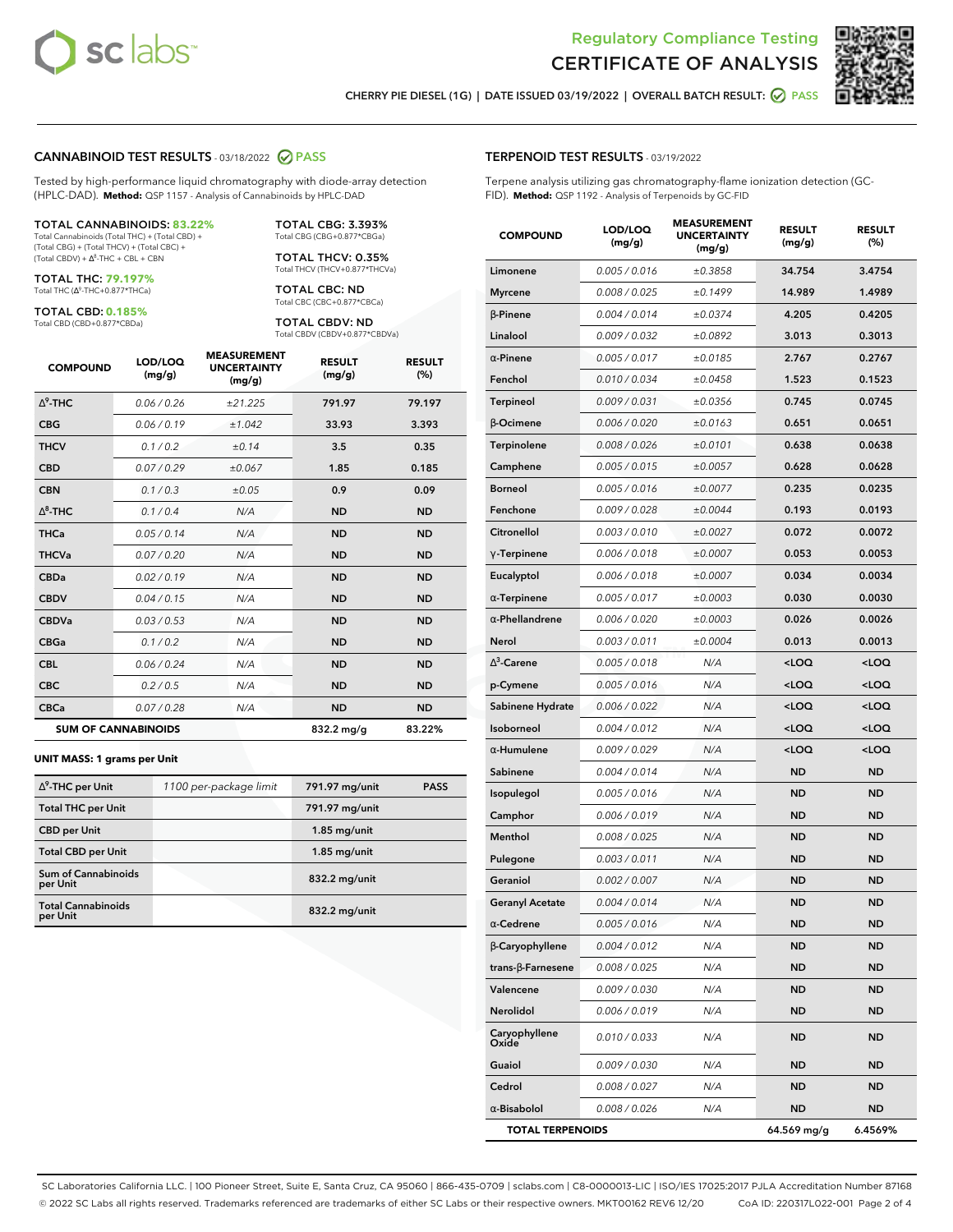Regulatory Compliance Testing

# CERTIFICATE OF ANALYSIS

CHERRY PIE DIESEL (1G) | DATE ISSUED 03/19/2022 | OVERALL BATCH RESULT: PASS

## CANNABINOID TEST RESULTS - 03/18/2022 PASS

Tested by high-performance liquid chromatography with diode-array detection (HPLC-DAD). **Method:** QSP 1157 - Analysis of Cannabinoids by HPLC-DAD

**TOTAL CANNABINOIDS: 83.22%**
Total Cannabinoids (Total THC) + (Total CBD) + (Total CBG) + (Total THCV) + (Total CBC) + (Total CBDV) + Δ8-THC + CBL + CBN

**TOTAL THC: 79.197%**
Total THC (Δ9-THC+0.877*THCa)

**TOTAL CBD: 0.185%**
Total CBD (CBD+0.877*CBDa)

**TOTAL CBG: 3.393%**
Total CBG (CBG+0.877*CBGa)

**TOTAL THCV: 0.35%**
Total THCV (THCV+0.877*THCVa)

**TOTAL CBC: ND**
Total CBC (CBC+0.877*CBCa)

**TOTAL CBDV: ND**
Total CBDV (CBDV+0.877*CBDVa)

| COMPOUND | LOD/LOQ (mg/g) | MEASUREMENT UNCERTAINTY (mg/g) | RESULT (mg/g) | RESULT (%) |
|---|---|---|---|---|
| Δ9-THC | 0.06 / 0.26 | ±21.225 | 791.97 | 79.197 |
| CBG | 0.06 / 0.19 | ±1.042 | 33.93 | 3.393 |
| THCV | 0.1 / 0.2 | ±0.14 | 3.5 | 0.35 |
| CBD | 0.07 / 0.29 | ±0.067 | 1.85 | 0.185 |
| CBN | 0.1 / 0.3 | ±0.05 | 0.9 | 0.09 |
| Δ8-THC | 0.1 / 0.4 | N/A | ND | ND |
| THCa | 0.05 / 0.14 | N/A | ND | ND |
| THCVa | 0.07 / 0.20 | N/A | ND | ND |
| CBDa | 0.02 / 0.19 | N/A | ND | ND |
| CBDV | 0.04 / 0.15 | N/A | ND | ND |
| CBDVa | 0.03 / 0.53 | N/A | ND | ND |
| CBGa | 0.1 / 0.2 | N/A | ND | ND |
| CBL | 0.06 / 0.24 | N/A | ND | ND |
| CBC | 0.2 / 0.5 | N/A | ND | ND |
| CBCa | 0.07 / 0.28 | N/A | ND | ND |
| **SUM OF CANNABINOIDS** | | | 832.2 mg/g | 83.22% |

**UNIT MASS: 1 grams per Unit**

| | | | |
|---|---|---|---|
| Δ9-THC per Unit | 1100 per-package limit | 791.97 mg/unit | PASS |
| Total THC per Unit | | 791.97 mg/unit | |
| CBD per Unit | | 1.85 mg/unit | |
| Total CBD per Unit | | 1.85 mg/unit | |
| Sum of Cannabinoids per Unit | | 832.2 mg/unit | |
| Total Cannabinoids per Unit | | 832.2 mg/unit | |

## TERPENOID TEST RESULTS - 03/19/2022

Terpene analysis utilizing gas chromatography-flame ionization detection (GC-FID). **Method:** QSP 1192 - Analysis of Terpenoids by GC-FID

| COMPOUND | LOD/LOQ (mg/g) | MEASUREMENT UNCERTAINTY (mg/g) | RESULT (mg/g) | RESULT (%) |
|---|---|---|---|---|
| Limonene | 0.005 / 0.016 | ±0.3858 | 34.754 | 3.4754 |
| Myrcene | 0.008 / 0.025 | ±0.1499 | 14.989 | 1.4989 |
| β-Pinene | 0.004 / 0.014 | ±0.0374 | 4.205 | 0.4205 |
| Linalool | 0.009 / 0.032 | ±0.0892 | 3.013 | 0.3013 |
| α-Pinene | 0.005 / 0.017 | ±0.0185 | 2.767 | 0.2767 |
| Fenchol | 0.010 / 0.034 | ±0.0458 | 1.523 | 0.1523 |
| Terpineol | 0.009 / 0.031 | ±0.0356 | 0.745 | 0.0745 |
| β-Ocimene | 0.006 / 0.020 | ±0.0163 | 0.651 | 0.0651 |
| Terpinolene | 0.008 / 0.026 | ±0.0101 | 0.638 | 0.0638 |
| Camphene | 0.005 / 0.015 | ±0.0057 | 0.628 | 0.0628 |
| Borneol | 0.005 / 0.016 | ±0.0077 | 0.235 | 0.0235 |
| Fenchone | 0.009 / 0.028 | ±0.0044 | 0.193 | 0.0193 |
| Citronellol | 0.003 / 0.010 | ±0.0027 | 0.072 | 0.0072 |
| γ-Terpinene | 0.006 / 0.018 | ±0.0007 | 0.053 | 0.0053 |
| Eucalyptol | 0.006 / 0.018 | ±0.0007 | 0.034 | 0.0034 |
| α-Terpinene | 0.005 / 0.017 | ±0.0003 | 0.030 | 0.0030 |
| α-Phellandrene | 0.006 / 0.020 | ±0.0003 | 0.026 | 0.0026 |
| Nerol | 0.003 / 0.011 | ±0.0004 | 0.013 | 0.0013 |
| Δ3-Carene | 0.005 / 0.018 | N/A | <LOQ | <LOQ |
| p-Cymene | 0.005 / 0.016 | N/A | <LOQ | <LOQ |
| Sabinene Hydrate | 0.006 / 0.022 | N/A | <LOQ | <LOQ |
| Isoborneol | 0.004 / 0.012 | N/A | <LOQ | <LOQ |
| α-Humulene | 0.009 / 0.029 | N/A | <LOQ | <LOQ |
| Sabinene | 0.004 / 0.014 | N/A | ND | ND |
| Isopulegol | 0.005 / 0.016 | N/A | ND | ND |
| Camphor | 0.006 / 0.019 | N/A | ND | ND |
| Menthol | 0.008 / 0.025 | N/A | ND | ND |
| Pulegone | 0.003 / 0.011 | N/A | ND | ND |
| Geraniol | 0.002 / 0.007 | N/A | ND | ND |
| Geranyl Acetate | 0.004 / 0.014 | N/A | ND | ND |
| α-Cedrene | 0.005 / 0.016 | N/A | ND | ND |
| β-Caryophyllene | 0.004 / 0.012 | N/A | ND | ND |
| trans-β-Farnesene | 0.008 / 0.025 | N/A | ND | ND |
| Valencene | 0.009 / 0.030 | N/A | ND | ND |
| Nerolidol | 0.006 / 0.019 | N/A | ND | ND |
| Caryophyllene Oxide | 0.010 / 0.033 | N/A | ND | ND |
| Guaiol | 0.009 / 0.030 | N/A | ND | ND |
| Cedrol | 0.008 / 0.027 | N/A | ND | ND |
| α-Bisabolol | 0.008 / 0.026 | N/A | ND | ND |
| **TOTAL TERPENOIDS** | | | 64.569 mg/g | 6.4569% |

SC Laboratories California LLC. | 100 Pioneer Street, Suite E, Santa Cruz, CA 95060 | 866-435-0709 | sclabs.com | C8-0000013-LIC | ISO/IES 17025:2017 PJLA Accreditation Number 87168
© 2022 SC Labs all rights reserved. Trademarks referenced are trademarks of either SC Labs or their respective owners. MKT00162 REV6 12/20 CoA ID: 220317L022-001